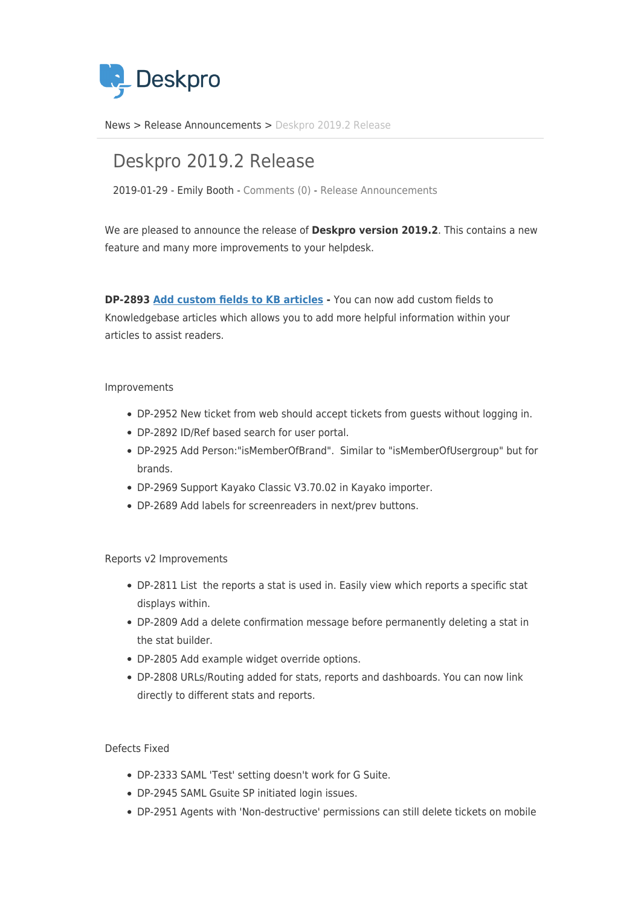Deskpro

News > Release Announcements > Deskpro 2019.2 Release

# Deskpro 2019.2 Release

2019-01-29 - Emily Booth - Comments (0) - Release Announcements

We are pleased to announce the release of **Deskpro version 2019.2**. This contains a new feature and many more improvements to your helpdesk.

**DP-2893** **Add custom fields to KB articles** **-** You can now add custom fields to Knowledgebase articles which allows you to add more helpful information within your articles to assist readers.

Improvements

- DP-2952 New ticket from web should accept tickets from guests without logging in.
- DP-2892 ID/Ref based search for user portal.
- DP-2925 Add Person:"isMemberOfBrand". Similar to "isMemberOfUsergroup" but for brands.
- DP-2969 Support Kayako Classic V3.70.02 in Kayako importer.
- DP-2689 Add labels for screenreaders in next/prev buttons.

Reports v2 Improvements

- DP-2811 List the reports a stat is used in. Easily view which reports a specific stat displays within.
- DP-2809 Add a delete confirmation message before permanently deleting a stat in the stat builder.
- DP-2805 Add example widget override options.
- DP-2808 URLs/Routing added for stats, reports and dashboards. You can now link directly to different stats and reports.

Defects Fixed

- DP-2333 SAML 'Test' setting doesn't work for G Suite.
- DP-2945 SAML Gsuite SP initiated login issues.
- DP-2951 Agents with 'Non-destructive' permissions can still delete tickets on mobile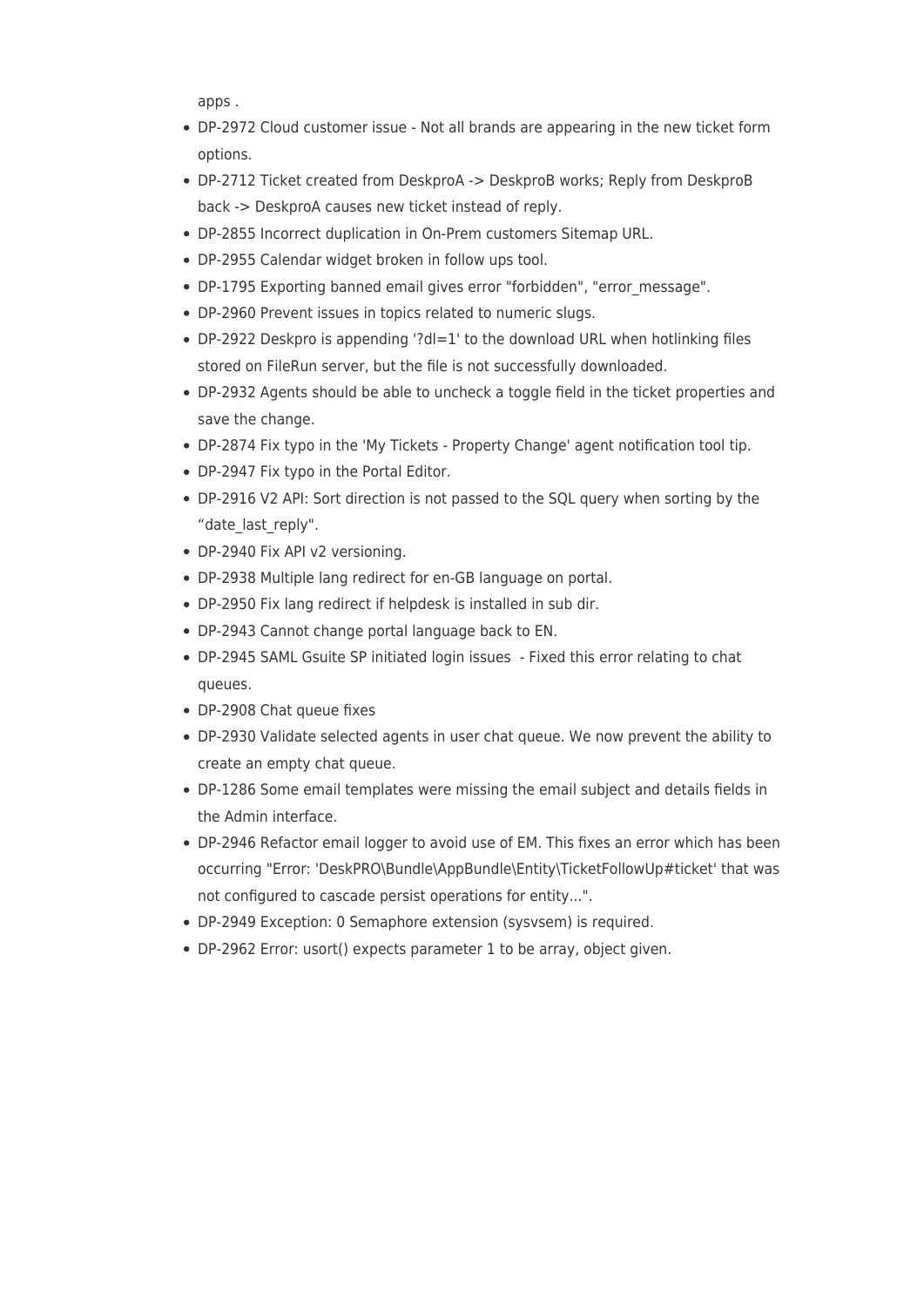apps .

- DP-2972 Cloud customer issue - Not all brands are appearing in the new ticket form options.
- DP-2712 Ticket created from DeskproA -> DeskproB works; Reply from DeskproB back -> DeskproA causes new ticket instead of reply.
- DP-2855 Incorrect duplication in On-Prem customers Sitemap URL.
- DP-2955 Calendar widget broken in follow ups tool.
- DP-1795 Exporting banned email gives error "forbidden", "error_message".
- DP-2960 Prevent issues in topics related to numeric slugs.
- DP-2922 Deskpro is appending '?dl=1' to the download URL when hotlinking files stored on FileRun server, but the file is not successfully downloaded.
- DP-2932 Agents should be able to uncheck a toggle field in the ticket properties and save the change.
- DP-2874 Fix typo in the 'My Tickets - Property Change' agent notification tool tip.
- DP-2947 Fix typo in the Portal Editor.
- DP-2916 V2 API: Sort direction is not passed to the SQL query when sorting by the “date_last_reply".
- DP-2940 Fix API v2 versioning.
- DP-2938 Multiple lang redirect for en-GB language on portal.
- DP-2950 Fix lang redirect if helpdesk is installed in sub dir.
- DP-2943 Cannot change portal language back to EN.
- DP-2945 SAML Gsuite SP initiated login issues - Fixed this error relating to chat queues.
- DP-2908 Chat queue fixes
- DP-2930 Validate selected agents in user chat queue. We now prevent the ability to create an empty chat queue.
- DP-1286 Some email templates were missing the email subject and details fields in the Admin interface.
- DP-2946 Refactor email logger to avoid use of EM. This fixes an error which has been occurring "Error: 'DeskPRO\Bundle\AppBundle\Entity\TicketFollowUp#ticket' that was not configured to cascade persist operations for entity...".
- DP-2949 Exception: 0 Semaphore extension (sysvsem) is required.
- DP-2962 Error: usort() expects parameter 1 to be array, object given.